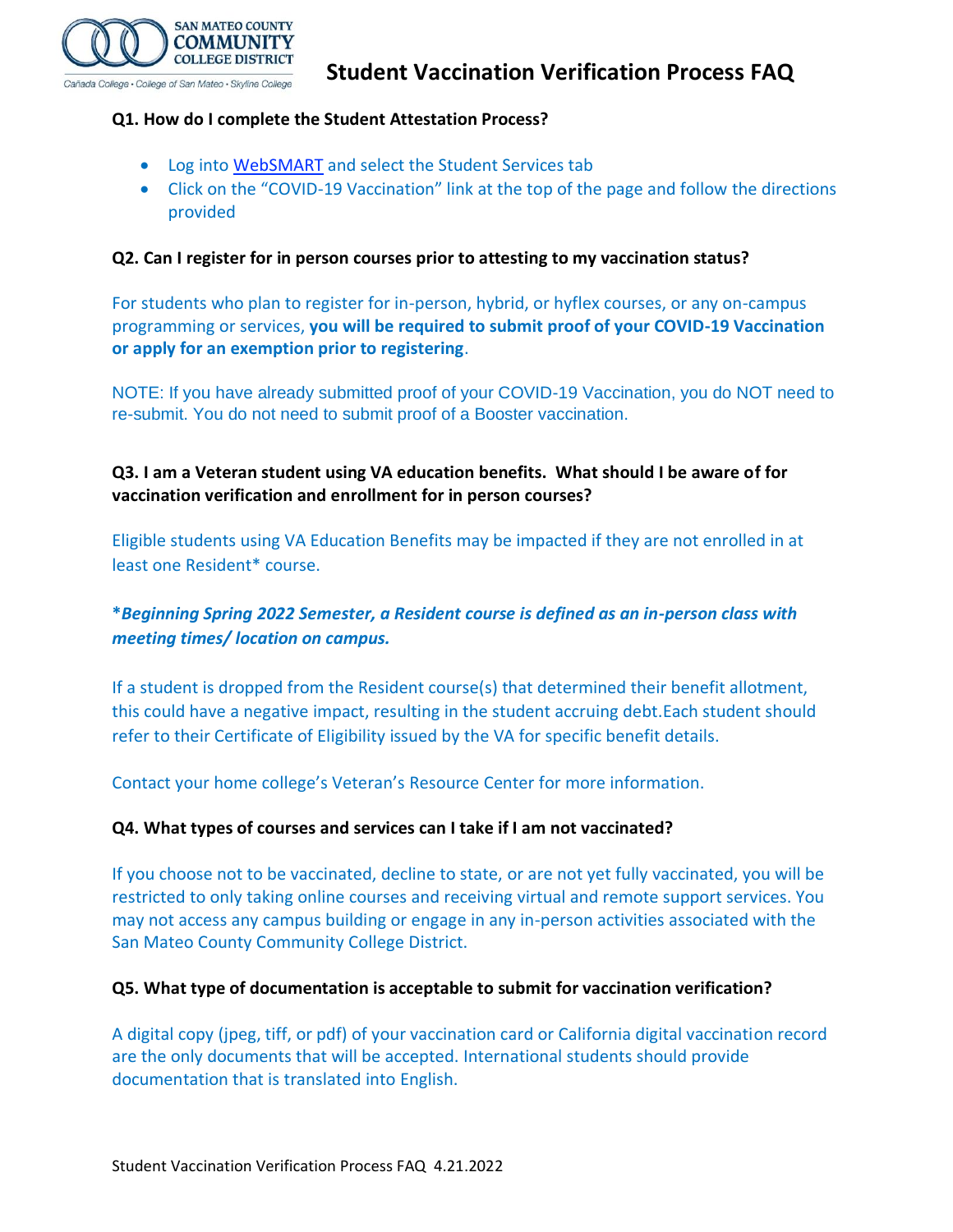SAN MATEO COUNTY COMMUNITY COLLEGE DISTRICT

Cañada College • College of San Mateo • Skyline College

# Student Vaccination Verification Process FAQ

**Q1. How do I complete the Student Attestation Process?**

- Log into WebSMART and select the Student Services tab
- Click on the "COVID-19 Vaccination" link at the top of the page and follow the directions provided

**Q2. Can I register for in person courses prior to attesting to my vaccination status?**

For students who plan to register for in-person, hybrid, or hyflex courses, or any on-campus programming or services, **you will be required to submit proof of your COVID-19 Vaccination or apply for an exemption prior to registering**.

NOTE: If you have already submitted proof of your COVID-19 Vaccination, you do NOT need to re-submit. You do not need to submit proof of a Booster vaccination.

**Q3. I am a Veteran student using VA education benefits. What should I be aware of for vaccination verification and enrollment for in person courses?**

Eligible students using VA Education Benefits may be impacted if they are not enrolled in at least one Resident* course.

***Beginning Spring 2022 Semester, a Resident course is defined as an in-person class with meeting times/ location on campus.***

If a student is dropped from the Resident course(s) that determined their benefit allotment, this could have a negative impact, resulting in the student accruing debt.Each student should refer to their Certificate of Eligibility issued by the VA for specific benefit details.

Contact your home college's Veteran's Resource Center for more information.

**Q4. What types of courses and services can I take if I am not vaccinated?**

If you choose not to be vaccinated, decline to state, or are not yet fully vaccinated, you will be restricted to only taking online courses and receiving virtual and remote support services. You may not access any campus building or engage in any in-person activities associated with the San Mateo County Community College District.

**Q5. What type of documentation is acceptable to submit for vaccination verification?**

A digital copy (jpeg, tiff, or pdf) of your vaccination card or California digital vaccination record are the only documents that will be accepted. International students should provide documentation that is translated into English.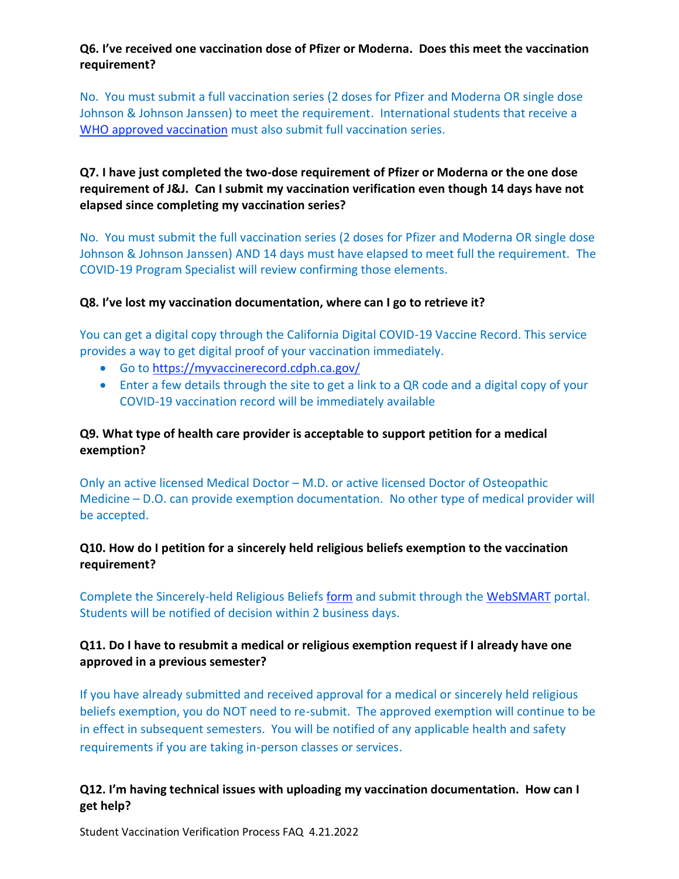**Q6. I've received one vaccination dose of Pfizer or Moderna. Does this meet the vaccination requirement?**

No. You must submit a full vaccination series (2 doses for Pfizer and Moderna OR single dose Johnson & Johnson Janssen) to meet the requirement. International students that receive a WHO approved vaccination must also submit full vaccination series.

**Q7. I have just completed the two-dose requirement of Pfizer or Moderna or the one dose requirement of J&J. Can I submit my vaccination verification even though 14 days have not elapsed since completing my vaccination series?**

No. You must submit the full vaccination series (2 doses for Pfizer and Moderna OR single dose Johnson & Johnson Janssen) AND 14 days must have elapsed to meet full the requirement. The COVID-19 Program Specialist will review confirming those elements.

**Q8. I've lost my vaccination documentation, where can I go to retrieve it?**

You can get a digital copy through the California Digital COVID-19 Vaccine Record. This service provides a way to get digital proof of your vaccination immediately.

- Go to https://myvaccinerecord.cdph.ca.gov/
- Enter a few details through the site to get a link to a QR code and a digital copy of your COVID-19 vaccination record will be immediately available

**Q9. What type of health care provider is acceptable to support petition for a medical exemption?**

Only an active licensed Medical Doctor – M.D. or active licensed Doctor of Osteopathic Medicine – D.O. can provide exemption documentation. No other type of medical provider will be accepted.

**Q10. How do I petition for a sincerely held religious beliefs exemption to the vaccination requirement?**

Complete the Sincerely-held Religious Beliefs form and submit through the WebSMART portal. Students will be notified of decision within 2 business days.

**Q11. Do I have to resubmit a medical or religious exemption request if I already have one approved in a previous semester?**

If you have already submitted and received approval for a medical or sincerely held religious beliefs exemption, you do NOT need to re-submit. The approved exemption will continue to be in effect in subsequent semesters. You will be notified of any applicable health and safety requirements if you are taking in-person classes or services.

**Q12. I'm having technical issues with uploading my vaccination documentation. How can I get help?**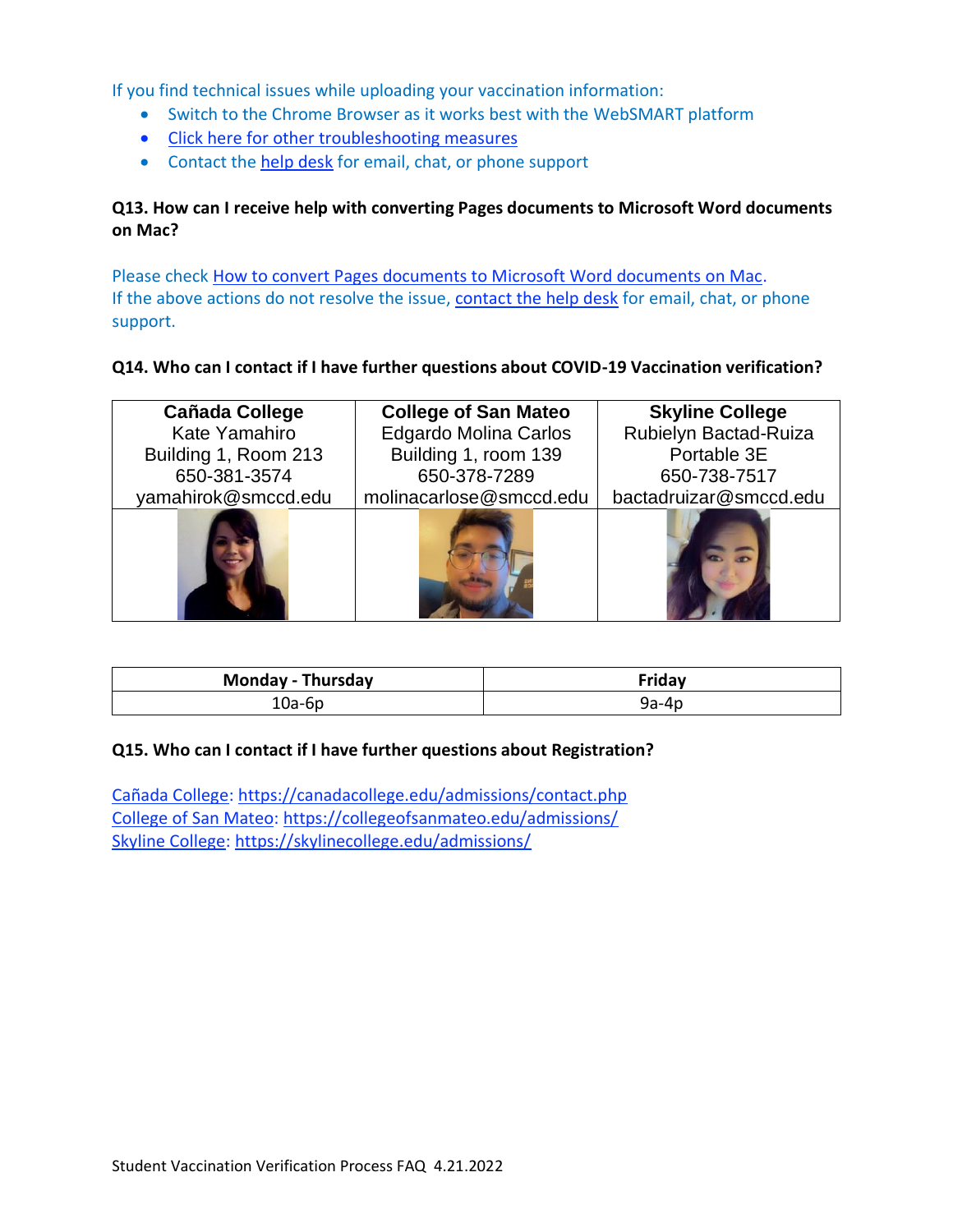If you find technical issues while uploading your vaccination information:

- Switch to the Chrome Browser as it works best with the WebSMART platform
- Click here for other troubleshooting measures
- Contact the help desk for email, chat, or phone support

**Q13. How can I receive help with converting Pages documents to Microsoft Word documents on Mac?**

Please check How to convert Pages documents to Microsoft Word documents on Mac.
If the above actions do not resolve the issue, contact the help desk for email, chat, or phone support.

**Q14. Who can I contact if I have further questions about COVID-19 Vaccination verification?**

| **Cañada College** | **College of San Mateo** | **Skyline College** |
|---|---|---|
| Kate Yamahiro<br>Building 1, Room 213<br>650-381-3574<br>yamahirok@smccd.edu | Edgardo Molina Carlos<br>Building 1, room 139<br>650-378-7289<br>molinacarlose@smccd.edu | Rubielyn Bactad-Ruiza<br>Portable 3E<br>650-738-7517<br>bactadruizar@smccd.edu |

| **Monday - Thursday** | **Friday** |
|---|---|
| 10a-6p | 9a-4p |

**Q15. Who can I contact if I have further questions about Registration?**

Cañada College: https://canadacollege.edu/admissions/contact.php
College of San Mateo: https://collegeofsanmateo.edu/admissions/
Skyline College: https://skylinecollege.edu/admissions/